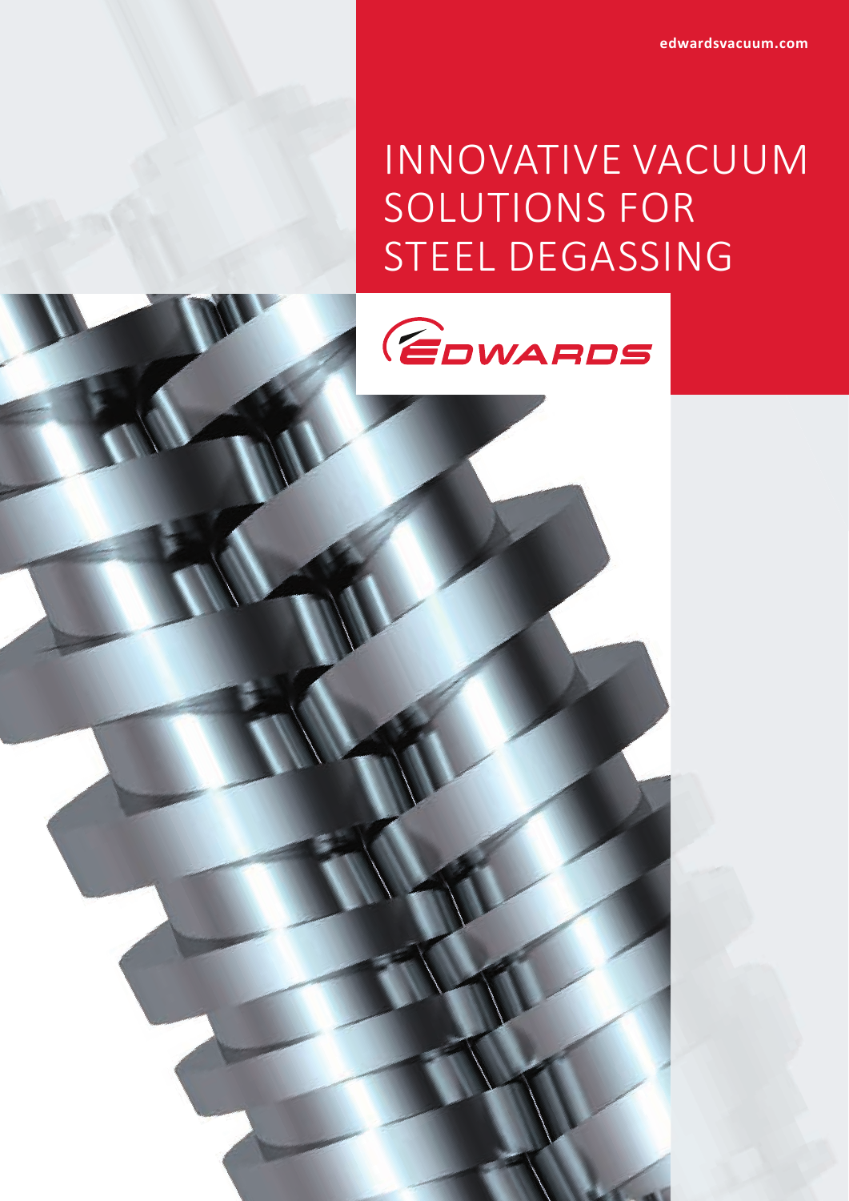edwardsvacuum.com

# INNOVATIVE VACUUM SOLUTIONS FOR STEEL DEGASSING

EDWARDS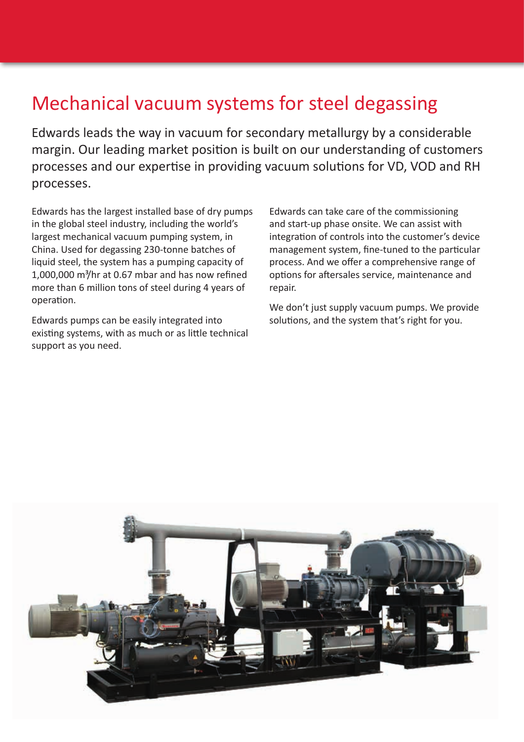# Mechanical vacuum systems for steel degassing

Edwards leads the way in vacuum for secondary metallurgy by a considerable margin. Our leading market position is built on our understanding of customers processes and our expertise in providing vacuum solutions for VD, VOD and RH processes.

Edwards has the largest installed base of dry pumps in the global steel industry, including the world's largest mechanical vacuum pumping system, in China. Used for degassing 230-tonne batches of liquid steel, the system has a pumping capacity of 1,000,000 m$^3$/hr at 0.67 mbar and has now refined more than 6 million tons of steel during 4 years of operation.

Edwards pumps can be easily integrated into existing systems, with as much or as little technical support as you need.

Edwards can take care of the commissioning and start-up phase onsite. We can assist with integration of controls into the customer's device management system, fine-tuned to the particular process. And we offer a comprehensive range of options for aftersales service, maintenance and repair.

We don't just supply vacuum pumps. We provide solutions, and the system that's right for you.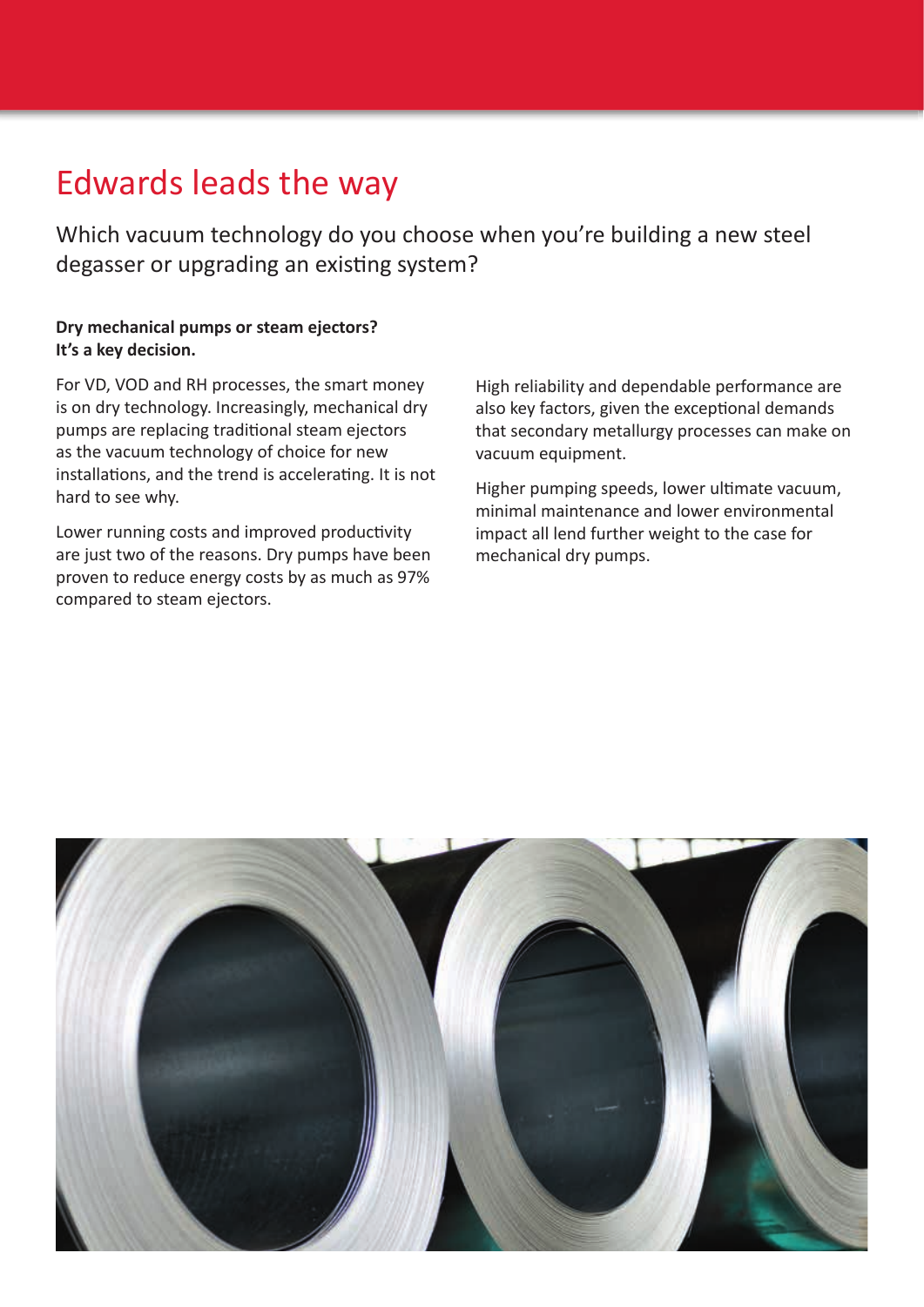# Edwards leads the way

Which vacuum technology do you choose when you're building a new steel degasser or upgrading an existing system?

**Dry mechanical pumps or steam ejectors? It's a key decision.**

For VD, VOD and RH processes, the smart money is on dry technology. Increasingly, mechanical dry pumps are replacing traditional steam ejectors as the vacuum technology of choice for new installations, and the trend is accelerating. It is not hard to see why.

Lower running costs and improved productivity are just two of the reasons. Dry pumps have been proven to reduce energy costs by as much as 97% compared to steam ejectors.

High reliability and dependable performance are also key factors, given the exceptional demands that secondary metallurgy processes can make on vacuum equipment.

Higher pumping speeds, lower ultimate vacuum, minimal maintenance and lower environmental impact all lend further weight to the case for mechanical dry pumps.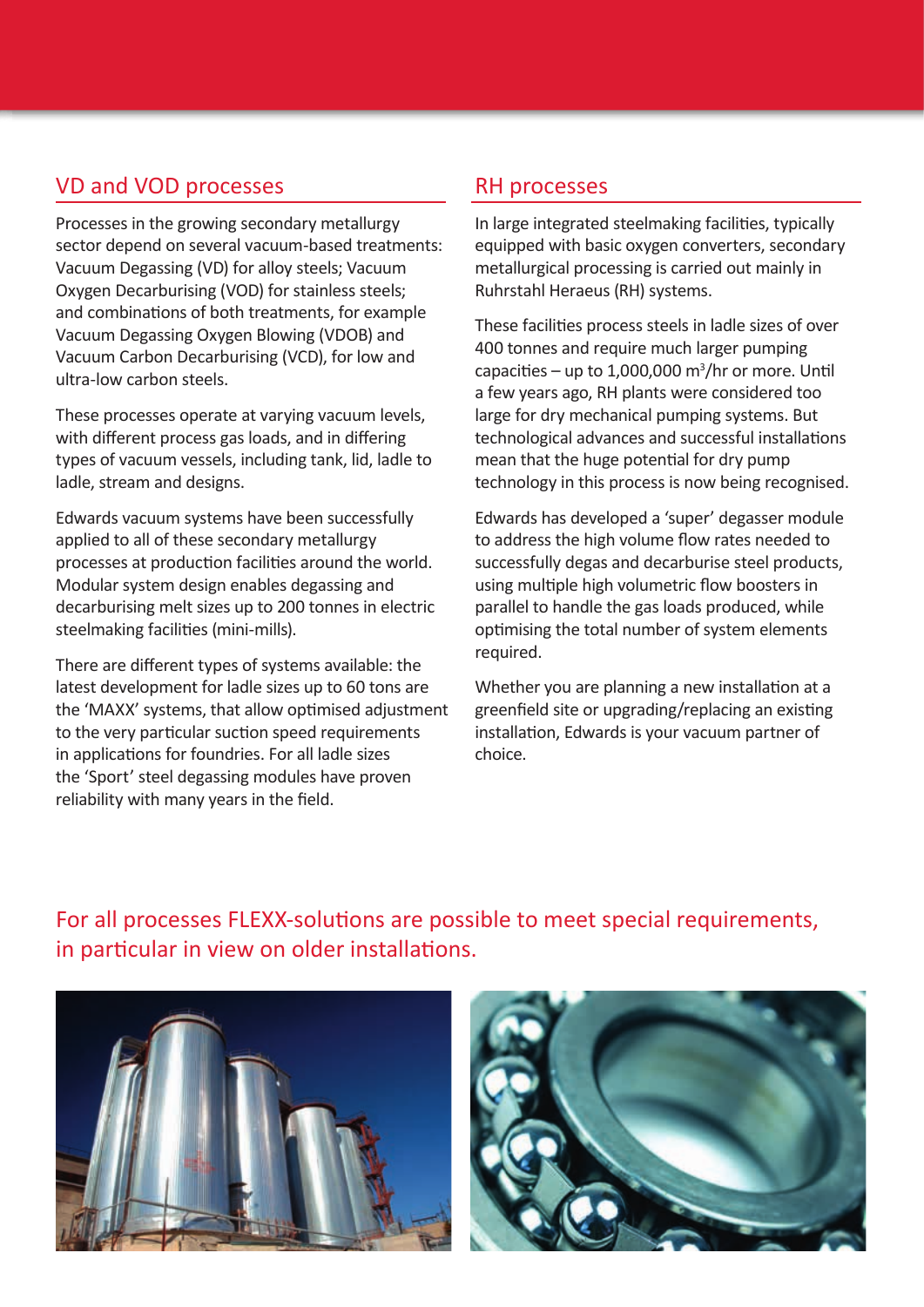## VD and VOD processes

Processes in the growing secondary metallurgy sector depend on several vacuum-based treatments: Vacuum Degassing (VD) for alloy steels; Vacuum Oxygen Decarburising (VOD) for stainless steels; and combinations of both treatments, for example Vacuum Degassing Oxygen Blowing (VDOB) and Vacuum Carbon Decarburising (VCD), for low and ultra-low carbon steels.

These processes operate at varying vacuum levels, with different process gas loads, and in differing types of vacuum vessels, including tank, lid, ladle to ladle, stream and designs.

Edwards vacuum systems have been successfully applied to all of these secondary metallurgy processes at production facilities around the world. Modular system design enables degassing and decarburising melt sizes up to 200 tonnes in electric steelmaking facilities (mini-mills).

There are different types of systems available: the latest development for ladle sizes up to 60 tons are the 'MAXX' systems, that allow optimised adjustment to the very particular suction speed requirements in applications for foundries. For all ladle sizes the 'Sport' steel degassing modules have proven reliability with many years in the field.

## RH processes

In large integrated steelmaking facilities, typically equipped with basic oxygen converters, secondary metallurgical processing is carried out mainly in Ruhrstahl Heraeus (RH) systems.

These facilities process steels in ladle sizes of over 400 tonnes and require much larger pumping capacities – up to 1,000,000 $m^3$/hr or more. Until a few years ago, RH plants were considered too large for dry mechanical pumping systems. But technological advances and successful installations mean that the huge potential for dry pump technology in this process is now being recognised.

Edwards has developed a 'super' degasser module to address the high volume flow rates needed to successfully degas and decarburise steel products, using multiple high volumetric flow boosters in parallel to handle the gas loads produced, while optimising the total number of system elements required.

Whether you are planning a new installation at a greenfield site or upgrading/replacing an existing installation, Edwards is your vacuum partner of choice.

## For all processes FLEXX-solutions are possible to meet special requirements, in particular in view on older installations.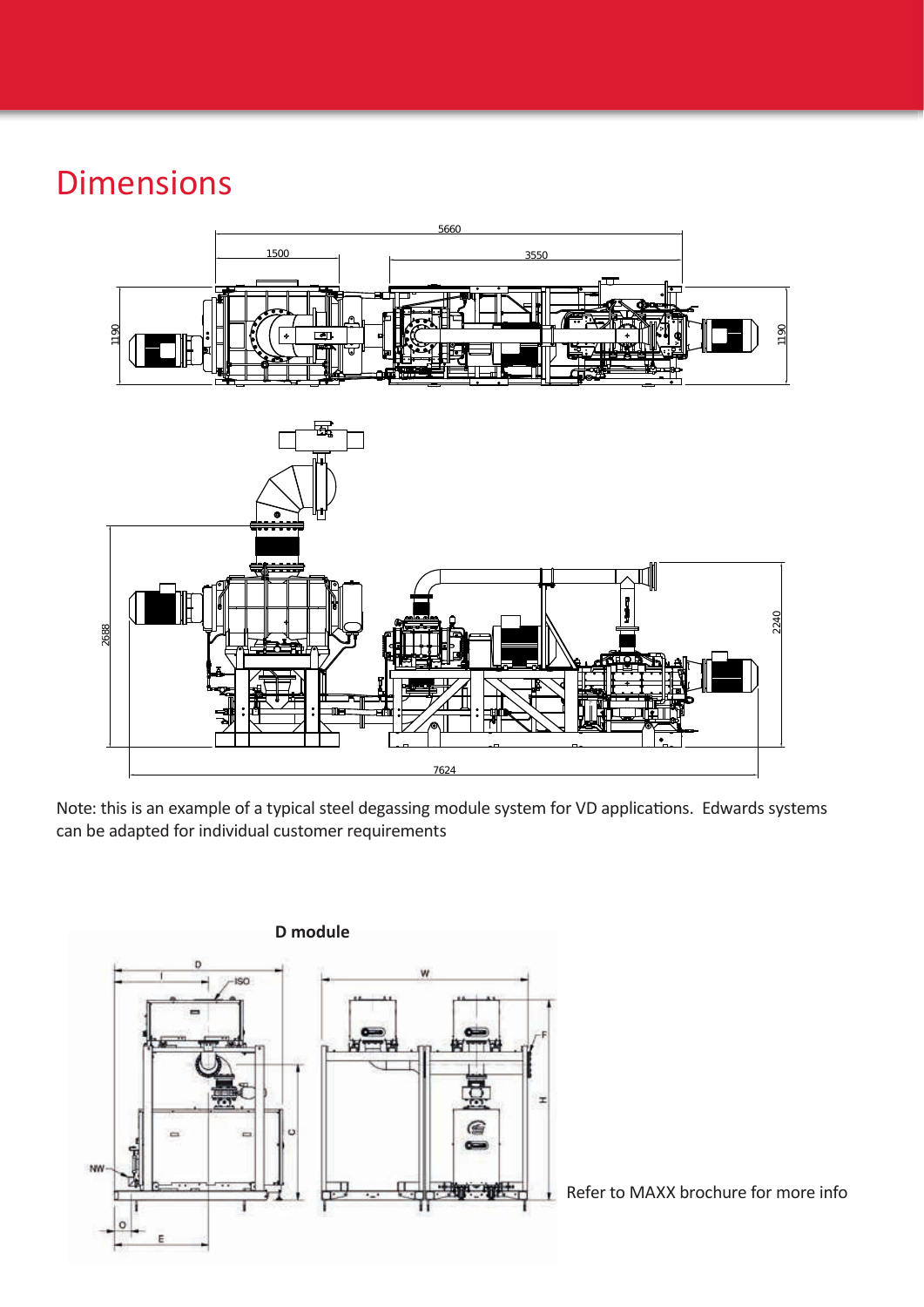# Dimensions

Note: this is an example of a typical steel degassing module system for VD applications. Edwards systems can be adapted for individual customer requirements

**D module**

Refer to MAXX brochure for more info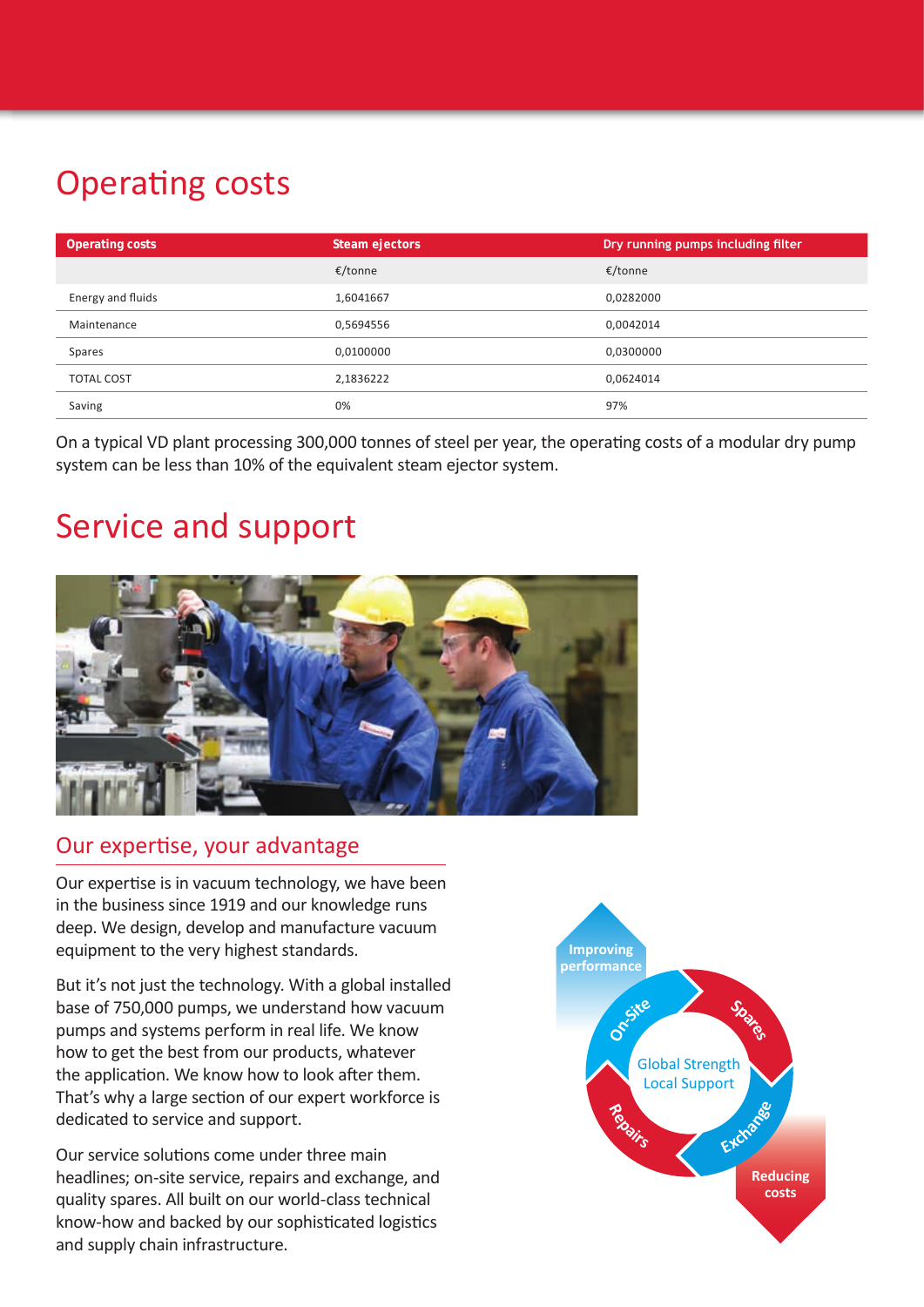# Operating costs

| Operating costs | Steam ejectors | Dry running pumps including filter |
|---|---|---|
| | €/tonne | €/tonne |
| Energy and fluids | 1,6041667 | 0,0282000 |
| Maintenance | 0,5694556 | 0,0042014 |
| Spares | 0,0100000 | 0,0300000 |
| TOTAL COST | 2,1836222 | 0,0624014 |
| Saving | 0% | 97% |

On a typical VD plant processing 300,000 tonnes of steel per year, the operating costs of a modular dry pump system can be less than 10% of the equivalent steam ejector system.

# Service and support

## Our expertise, your advantage

Our expertise is in vacuum technology, we have been in the business since 1919 and our knowledge runs deep. We design, develop and manufacture vacuum equipment to the very highest standards.

But it's not just the technology. With a global installed base of 750,000 pumps, we understand how vacuum pumps and systems perform in real life. We know how to get the best from our products, whatever the application. We know how to look after them. That's why a large section of our expert workforce is dedicated to service and support.

Our service solutions come under three main headlines; on-site service, repairs and exchange, and quality spares. All built on our world-class technical know-how and backed by our sophisticated logistics and supply chain infrastructure.

Improving performance

On-Site

Spares

Global Strength Local Support

Repairs

Exchange

Reducing costs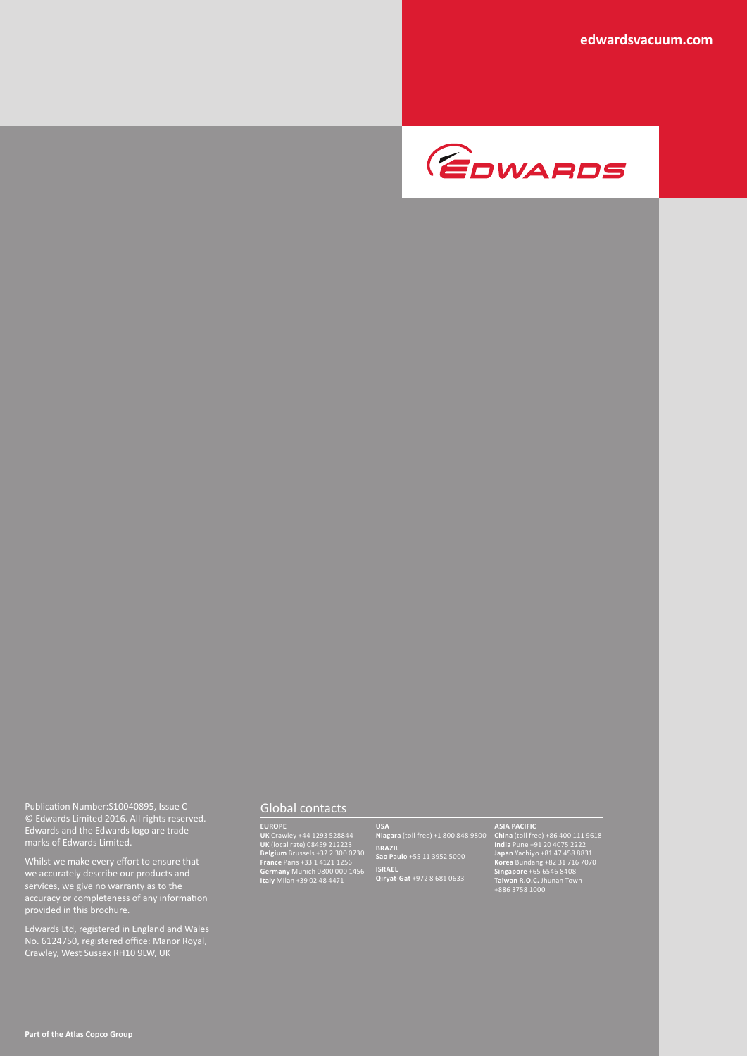edwardsvacuum.com

EDWARDS

Publication Number:S10040895, Issue C
© Edwards Limited 2016. All rights reserved.
Edwards and the Edwards logo are trade marks of Edwards Limited.

Whilst we make every effort to ensure that we accurately describe our products and services, we give no warranty as to the accuracy or completeness of any information provided in this brochure.

Edwards Ltd, registered in England and Wales No. 6124750, registered office: Manor Royal, Crawley, West Sussex RH10 9LW, UK

## Global contacts

**EUROPE**
**UK** Crawley +44 1293 528844
**UK** (local rate) 08459 212223
**Belgium** Brussels +32 2 300 0730
**France** Paris +33 1 4121 1256
**Germany** Munich 0800 000 1456
**Italy** Milan +39 02 48 4471

**USA**
**Niagara** (toll free) +1 800 848 9800

**BRAZIL**
**Sao Paulo** +55 11 3952 5000

**ISRAEL**
**Qiryat-Gat** +972 8 681 0633

**ASIA PACIFIC**
**China** (toll free) +86 400 111 9618
**India** Pune +91 20 4075 2222
**Japan** Yachiyo +81 47 458 8831
**Korea** Bundang +82 31 716 7070
**Singapore** +65 6546 8408
**Taiwan R.O.C.** Jhunan Town +886 3758 1000

**Part of the Atlas Copco Group**